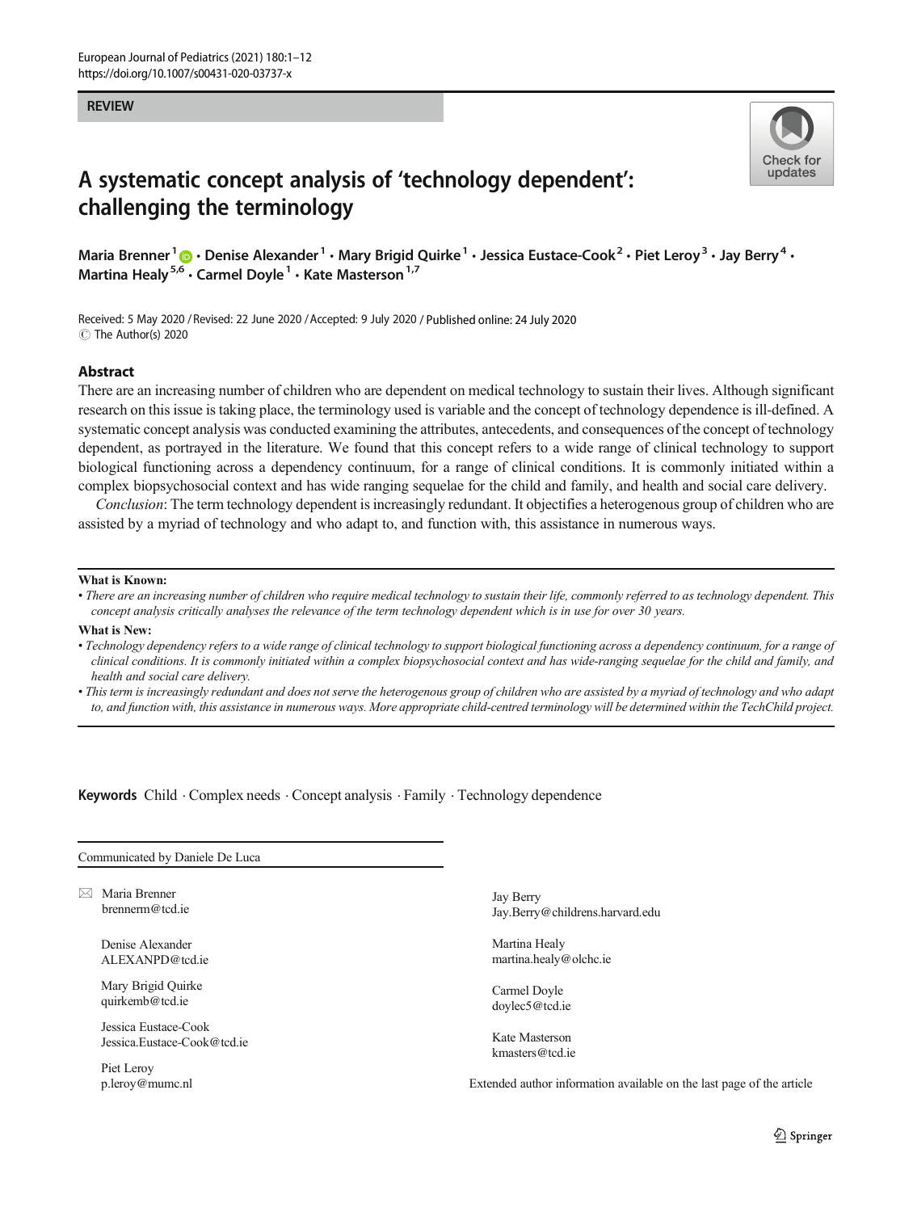REVIEW

# A systematic concept analysis of 'technology dependent': challenging the terminology

Maria Brenner[1] · Denise Alexander[1] · Mary Brigid Quirke[1] · Jessica Eustace-Cook[2] · Piet Leroy[3] · Jay Berry[4] · Martina Healy[5,6] · Carmel Doyle[1] · Kate Masterson[1,7]

Received: 5 May 2020 / Revised: 22 June 2020 / Accepted: 9 July 2020 / Published online: 24 July 2020
© The Author(s) 2020

## Abstract

There are an increasing number of children who are dependent on medical technology to sustain their lives. Although significant research on this issue is taking place, the terminology used is variable and the concept of technology dependence is ill-defined. A systematic concept analysis was conducted examining the attributes, antecedents, and consequences of the concept of technology dependent, as portrayed in the literature. We found that this concept refers to a wide range of clinical technology to support biological functioning across a dependency continuum, for a range of clinical conditions. It is commonly initiated within a complex biopsychosocial context and has wide ranging sequelae for the child and family, and health and social care delivery.

*Conclusion*: The term technology dependent is increasingly redundant. It objectifies a heterogenous group of children who are assisted by a myriad of technology and who adapt to, and function with, this assistance in numerous ways.

**What is Known:**

- *There are an increasing number of children who require medical technology to sustain their life, commonly referred to as technology dependent. This concept analysis critically analyses the relevance of the term technology dependent which is in use for over 30 years.*

**What is New:**

- *Technology dependency refers to a wide range of clinical technology to support biological functioning across a dependency continuum, for a range of clinical conditions. It is commonly initiated within a complex biopsychosocial context and has wide-ranging sequelae for the child and family, and health and social care delivery.*
- *This term is increasingly redundant and does not serve the heterogenous group of children who are assisted by a myriad of technology and who adapt to, and function with, this assistance in numerous ways. More appropriate child-centred terminology will be determined within the TechChild project.*

**Keywords** Child · Complex needs · Concept analysis · Family · Technology dependence

Communicated by Daniele De Luca

✉ Maria Brenner
brennerm@tcd.ie

Denise Alexander
ALEXANPD@tcd.ie

Mary Brigid Quirke
quirkemb@tcd.ie

Jessica Eustace-Cook
Jessica.Eustace-Cook@tcd.ie

Piet Leroy
p.leroy@mumc.nl

Jay Berry
Jay.Berry@childrens.harvard.edu

Martina Healy
martina.healy@olchc.ie

Carmel Doyle
doylec5@tcd.ie

Kate Masterson
kmasters@tcd.ie

Extended author information available on the last page of the article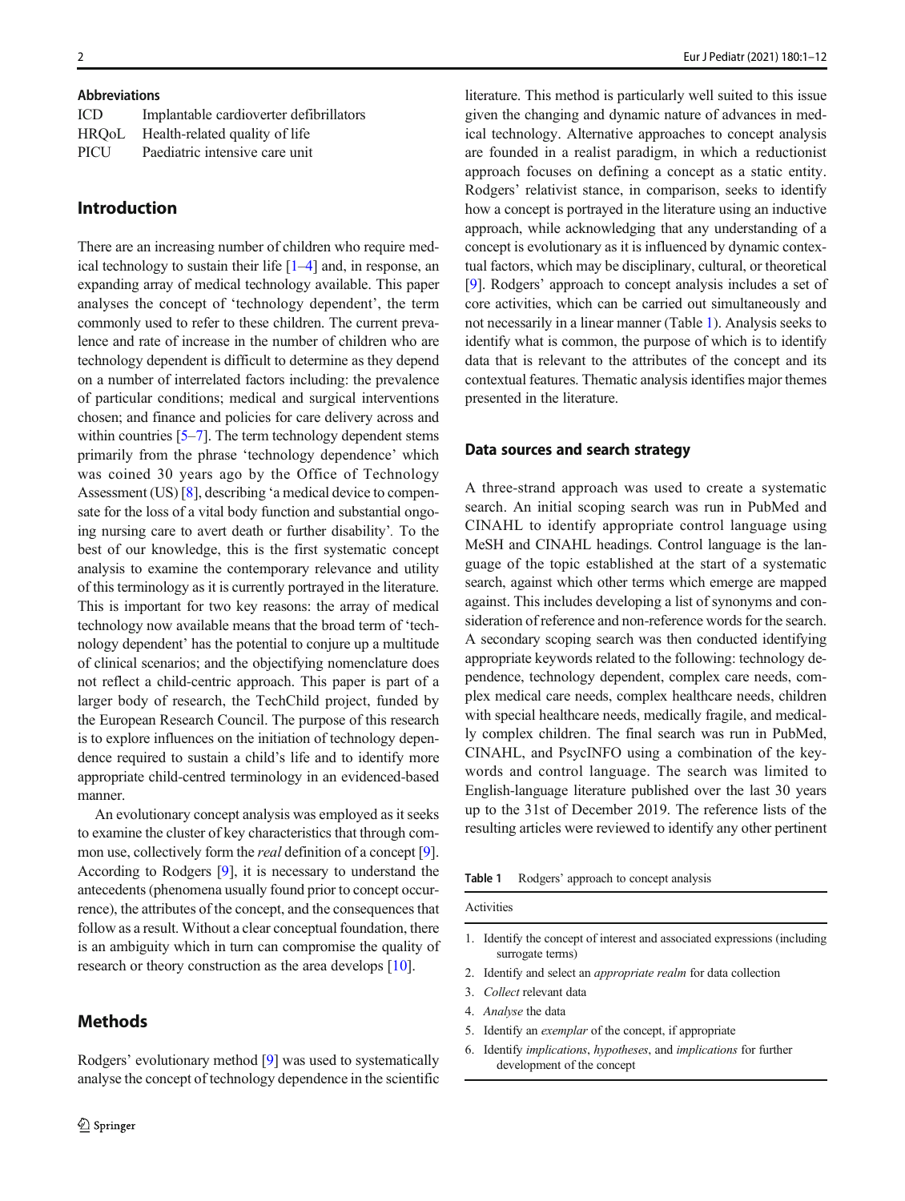**Abbreviations**

| | |
|---|---|
| ICD | Implantable cardioverter defibrillators |
| HRQoL | Health-related quality of life |
| PICU | Paediatric intensive care unit |

## Introduction

There are an increasing number of children who require medical technology to sustain their life [1–4] and, in response, an expanding array of medical technology available. This paper analyses the concept of 'technology dependent', the term commonly used to refer to these children. The current prevalence and rate of increase in the number of children who are technology dependent is difficult to determine as they depend on a number of interrelated factors including: the prevalence of particular conditions; medical and surgical interventions chosen; and finance and policies for care delivery across and within countries [5–7]. The term technology dependent stems primarily from the phrase 'technology dependence' which was coined 30 years ago by the Office of Technology Assessment (US) [8], describing 'a medical device to compensate for the loss of a vital body function and substantial ongoing nursing care to avert death or further disability'. To the best of our knowledge, this is the first systematic concept analysis to examine the contemporary relevance and utility of this terminology as it is currently portrayed in the literature. This is important for two key reasons: the array of medical technology now available means that the broad term of 'technology dependent' has the potential to conjure up a multitude of clinical scenarios; and the objectifying nomenclature does not reflect a child-centric approach. This paper is part of a larger body of research, the TechChild project, funded by the European Research Council. The purpose of this research is to explore influences on the initiation of technology dependence required to sustain a child's life and to identify more appropriate child-centred terminology in an evidenced-based manner.

An evolutionary concept analysis was employed as it seeks to examine the cluster of key characteristics that through common use, collectively form the *real* definition of a concept [9]. According to Rodgers [9], it is necessary to understand the antecedents (phenomena usually found prior to concept occurrence), the attributes of the concept, and the consequences that follow as a result. Without a clear conceptual foundation, there is an ambiguity which in turn can compromise the quality of research or theory construction as the area develops [10].

## Methods

Rodgers' evolutionary method [9] was used to systematically analyse the concept of technology dependence in the scientific literature. This method is particularly well suited to this issue given the changing and dynamic nature of advances in medical technology. Alternative approaches to concept analysis are founded in a realist paradigm, in which a reductionist approach focuses on defining a concept as a static entity. Rodgers' relativist stance, in comparison, seeks to identify how a concept is portrayed in the literature using an inductive approach, while acknowledging that any understanding of a concept is evolutionary as it is influenced by dynamic contextual factors, which may be disciplinary, cultural, or theoretical [9]. Rodgers' approach to concept analysis includes a set of core activities, which can be carried out simultaneously and not necessarily in a linear manner (Table 1). Analysis seeks to identify what is common, the purpose of which is to identify data that is relevant to the attributes of the concept and its contextual features. Thematic analysis identifies major themes presented in the literature.

### Data sources and search strategy

A three-strand approach was used to create a systematic search. An initial scoping search was run in PubMed and CINAHL to identify appropriate control language using MeSH and CINAHL headings. Control language is the language of the topic established at the start of a systematic search, against which other terms which emerge are mapped against. This includes developing a list of synonyms and consideration of reference and non-reference words for the search. A secondary scoping search was then conducted identifying appropriate keywords related to the following: technology dependence, technology dependent, complex care needs, complex medical care needs, complex healthcare needs, children with special healthcare needs, medically fragile, and medically complex children. The final search was run in PubMed, CINAHL, and PsycINFO using a combination of the keywords and control language. The search was limited to English-language literature published over the last 30 years up to the 31st of December 2019. The reference lists of the resulting articles were reviewed to identify any other pertinent

**Table 1** Rodgers' approach to concept analysis

| Activities |
|---|
| 1. Identify the concept of interest and associated expressions (including surrogate terms) |
| 2. Identify and select an *appropriate realm* for data collection |
| 3. *Collect* relevant data |
| 4. *Analyse* the data |
| 5. Identify an *exemplar* of the concept, if appropriate |
| 6. Identify *implications*, *hypotheses*, and *implications* for further development of the concept |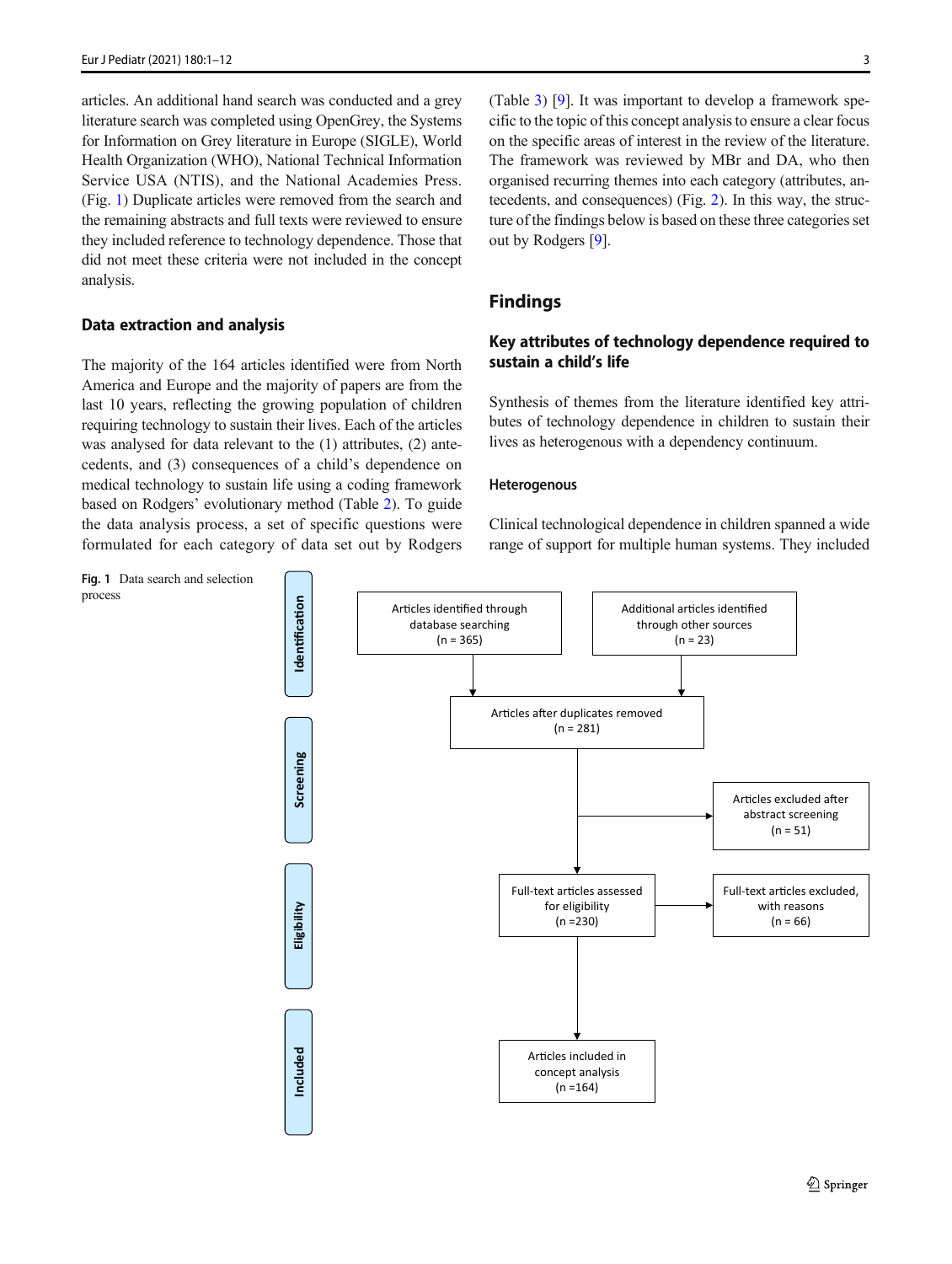articles. An additional hand search was conducted and a grey literature search was completed using OpenGrey, the Systems for Information on Grey literature in Europe (SIGLE), World Health Organization (WHO), National Technical Information Service USA (NTIS), and the National Academies Press. (Fig. 1) Duplicate articles were removed from the search and the remaining abstracts and full texts were reviewed to ensure they included reference to technology dependence. Those that did not meet these criteria were not included in the concept analysis.

### Data extraction and analysis

The majority of the 164 articles identified were from North America and Europe and the majority of papers are from the last 10 years, reflecting the growing population of children requiring technology to sustain their lives. Each of the articles was analysed for data relevant to the (1) attributes, (2) antecedents, and (3) consequences of a child's dependence on medical technology to sustain life using a coding framework based on Rodgers' evolutionary method (Table 2). To guide the data analysis process, a set of specific questions were formulated for each category of data set out by Rodgers (Table 3) [9]. It was important to develop a framework specific to the topic of this concept analysis to ensure a clear focus on the specific areas of interest in the review of the literature. The framework was reviewed by MBr and DA, who then organised recurring themes into each category (attributes, antecedents, and consequences) (Fig. 2). In this way, the structure of the findings below is based on these three categories set out by Rodgers [9].

## Findings

### Key attributes of technology dependence required to sustain a child's life

Synthesis of themes from the literature identified key attributes of technology dependence in children to sustain their lives as heterogenous with a dependency continuum.

#### Heterogenous

Clinical technological dependence in children spanned a wide range of support for multiple human systems. They included

**Identification**

Articles identified through database searching (n = 365)

Additional articles identified through other sources (n = 23)

Articles after duplicates removed (n = 281)

**Screening**

Articles excluded after abstract screening (n = 51)

**Eligibility**

Full-text articles assessed for eligibility (n =230)

Full-text articles excluded, with reasons (n = 66)

**Included**

Articles included in concept analysis (n =164)

Fig. 1 Data search and selection process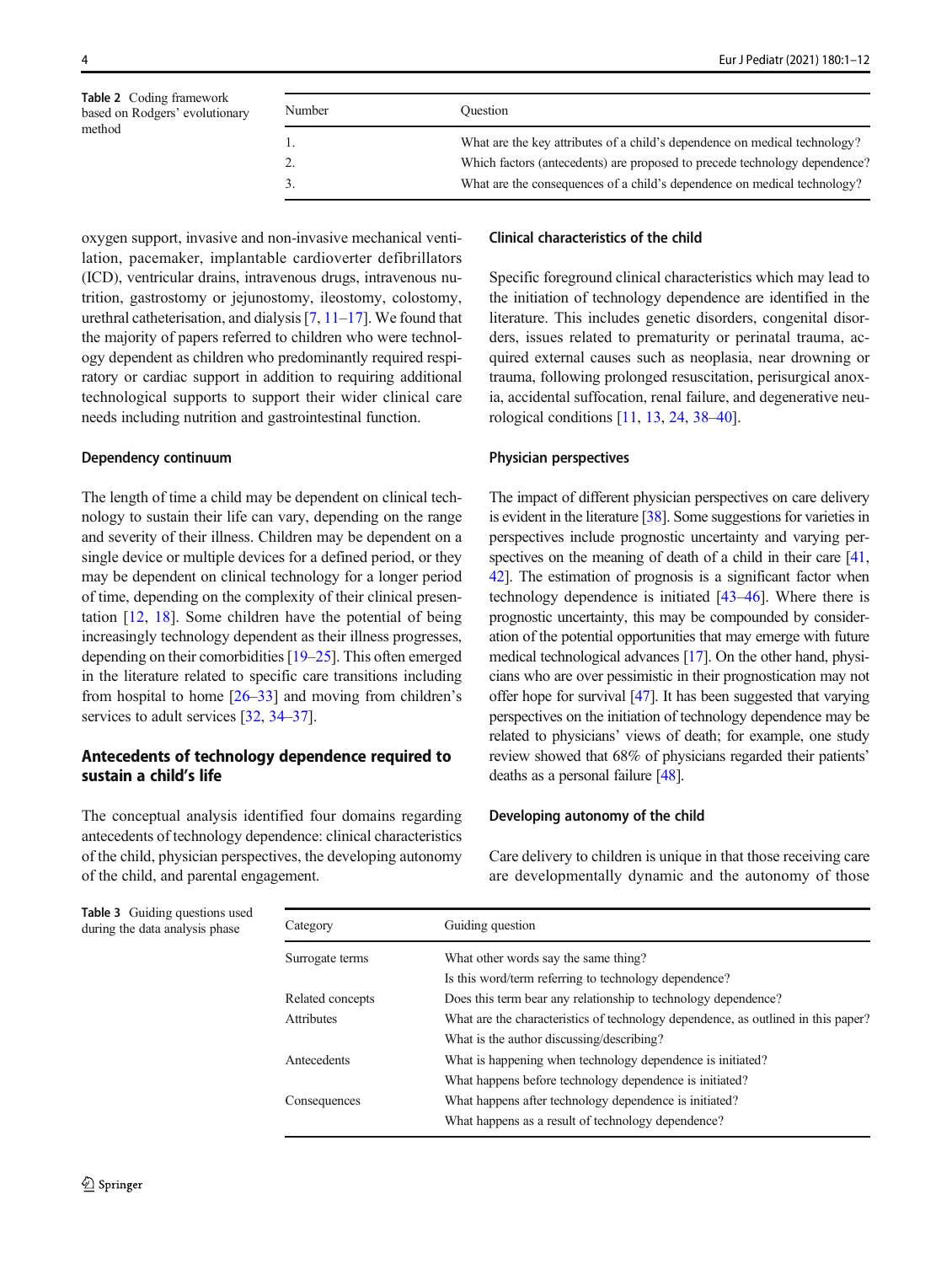Table 2 Coding framework based on Rodgers' evolutionary method

| Number | Question |
| --- | --- |
| 1. | What are the key attributes of a child's dependence on medical technology? |
| 2. | Which factors (antecedents) are proposed to precede technology dependence? |
| 3. | What are the consequences of a child's dependence on medical technology? |

oxygen support, invasive and non-invasive mechanical ventilation, pacemaker, implantable cardioverter defibrillators (ICD), ventricular drains, intravenous drugs, intravenous nutrition, gastrostomy or jejunostomy, ileostomy, colostomy, urethral catheterisation, and dialysis [7, 11–17]. We found that the majority of papers referred to children who were technology dependent as children who predominantly required respiratory or cardiac support in addition to requiring additional technological supports to support their wider clinical care needs including nutrition and gastrointestinal function.

### Dependency continuum

The length of time a child may be dependent on clinical technology to sustain their life can vary, depending on the range and severity of their illness. Children may be dependent on a single device or multiple devices for a defined period, or they may be dependent on clinical technology for a longer period of time, depending on the complexity of their clinical presentation [12, 18]. Some children have the potential of being increasingly technology dependent as their illness progresses, depending on their comorbidities [19–25]. This often emerged in the literature related to specific care transitions including from hospital to home [26–33] and moving from children's services to adult services [32, 34–37].

## Antecedents of technology dependence required to sustain a child's life

The conceptual analysis identified four domains regarding antecedents of technology dependence: clinical characteristics of the child, physician perspectives, the developing autonomy of the child, and parental engagement.

### Clinical characteristics of the child

Specific foreground clinical characteristics which may lead to the initiation of technology dependence are identified in the literature. This includes genetic disorders, congenital disorders, issues related to prematurity or perinatal trauma, acquired external causes such as neoplasia, near drowning or trauma, following prolonged resuscitation, perisurgical anoxia, accidental suffocation, renal failure, and degenerative neurological conditions [11, 13, 24, 38–40].

### Physician perspectives

The impact of different physician perspectives on care delivery is evident in the literature [38]. Some suggestions for varieties in perspectives include prognostic uncertainty and varying perspectives on the meaning of death of a child in their care [41, 42]. The estimation of prognosis is a significant factor when technology dependence is initiated [43–46]. Where there is prognostic uncertainty, this may be compounded by consideration of the potential opportunities that may emerge with future medical technological advances [17]. On the other hand, physicians who are over pessimistic in their prognostication may not offer hope for survival [47]. It has been suggested that varying perspectives on the initiation of technology dependence may be related to physicians' views of death; for example, one study review showed that 68% of physicians regarded their patients' deaths as a personal failure [48].

### Developing autonomy of the child

Care delivery to children is unique in that those receiving care are developmentally dynamic and the autonomy of those

Table 3 Guiding questions used during the data analysis phase

| Category | Guiding question |
| --- | --- |
| Surrogate terms | What other words say the same thing? |
| | Is this word/term referring to technology dependence? |
| Related concepts | Does this term bear any relationship to technology dependence? |
| Attributes | What are the characteristics of technology dependence, as outlined in this paper? |
| | What is the author discussing/describing? |
| Antecedents | What is happening when technology dependence is initiated? |
| | What happens before technology dependence is initiated? |
| Consequences | What happens after technology dependence is initiated? |
| | What happens as a result of technology dependence? |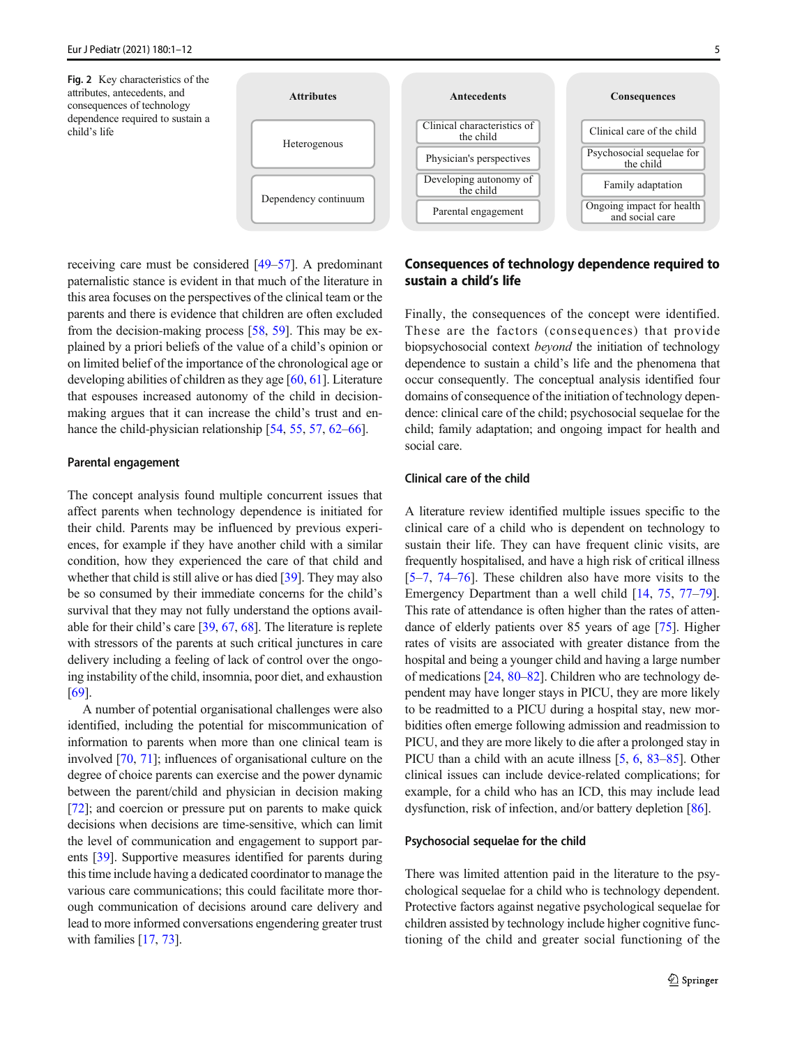Fig. 2 Key characteristics of the attributes, antecedents, and consequences of technology dependence required to sustain a child's life

| Attributes | Antecedents | Consequences |
|---|---|---|
| Heterogenous | Clinical characteristics of the child | Clinical care of the child |
| Dependency continuum | Physician's perspectives | Psychosocial sequelae for the child |
| | Developing autonomy of the child | Family adaptation |
| | Parental engagement | Ongoing impact for health and social care |

receiving care must be considered [49–57]. A predominant paternalistic stance is evident in that much of the literature in this area focuses on the perspectives of the clinical team or the parents and there is evidence that children are often excluded from the decision-making process [58, 59]. This may be explained by a priori beliefs of the value of a child's opinion or on limited belief of the importance of the chronological age or developing abilities of children as they age [60, 61]. Literature that espouses increased autonomy of the child in decision-making argues that it can increase the child's trust and enhance the child-physician relationship [54, 55, 57, 62–66].

### Parental engagement

The concept analysis found multiple concurrent issues that affect parents when technology dependence is initiated for their child. Parents may be influenced by previous experiences, for example if they have another child with a similar condition, how they experienced the care of that child and whether that child is still alive or has died [39]. They may also be so consumed by their immediate concerns for the child's survival that they may not fully understand the options available for their child's care [39, 67, 68]. The literature is replete with stressors of the parents at such critical junctures in care delivery including a feeling of lack of control over the ongoing instability of the child, insomnia, poor diet, and exhaustion [69].

A number of potential organisational challenges were also identified, including the potential for miscommunication of information to parents when more than one clinical team is involved [70, 71]; influences of organisational culture on the degree of choice parents can exercise and the power dynamic between the parent/child and physician in decision making [72]; and coercion or pressure put on parents to make quick decisions when decisions are time-sensitive, which can limit the level of communication and engagement to support parents [39]. Supportive measures identified for parents during this time include having a dedicated coordinator to manage the various care communications; this could facilitate more thorough communication of decisions around care delivery and lead to more informed conversations engendering greater trust with families [17, 73].

## Consequences of technology dependence required to sustain a child's life

Finally, the consequences of the concept were identified. These are the factors (consequences) that provide biopsychosocial context *beyond* the initiation of technology dependence to sustain a child's life and the phenomena that occur consequently. The conceptual analysis identified four domains of consequence of the initiation of technology dependence: clinical care of the child; psychosocial sequelae for the child; family adaptation; and ongoing impact for health and social care.

### Clinical care of the child

A literature review identified multiple issues specific to the clinical care of a child who is dependent on technology to sustain their life. They can have frequent clinic visits, are frequently hospitalised, and have a high risk of critical illness [5–7, 74–76]. These children also have more visits to the Emergency Department than a well child [14, 75, 77–79]. This rate of attendance is often higher than the rates of attendance of elderly patients over 85 years of age [75]. Higher rates of visits are associated with greater distance from the hospital and being a younger child and having a large number of medications [24, 80–82]. Children who are technology dependent may have longer stays in PICU, they are more likely to be readmitted to a PICU during a hospital stay, new morbidities often emerge following admission and readmission to PICU, and they are more likely to die after a prolonged stay in PICU than a child with an acute illness [5, 6, 83–85]. Other clinical issues can include device-related complications; for example, for a child who has an ICD, this may include lead dysfunction, risk of infection, and/or battery depletion [86].

### Psychosocial sequelae for the child

There was limited attention paid in the literature to the psychological sequelae for a child who is technology dependent. Protective factors against negative psychological sequelae for children assisted by technology include higher cognitive functioning of the child and greater social functioning of the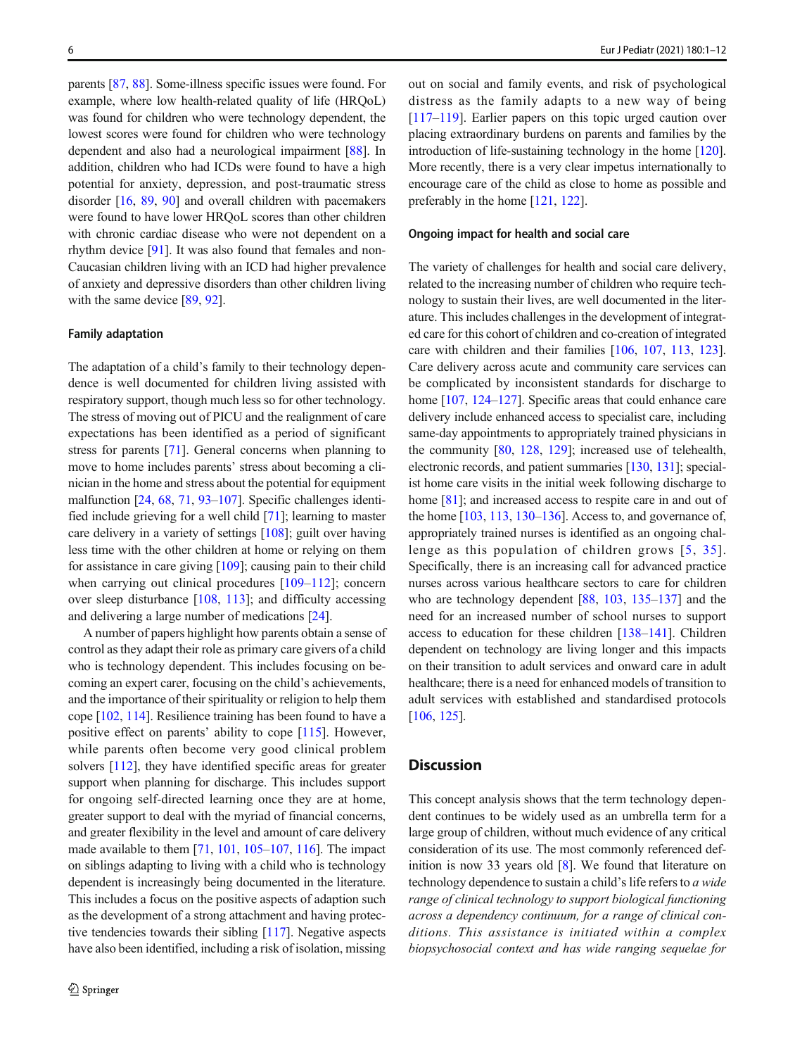parents [87, 88]. Some-illness specific issues were found. For example, where low health-related quality of life (HRQoL) was found for children who were technology dependent, the lowest scores were found for children who were technology dependent and also had a neurological impairment [88]. In addition, children who had ICDs were found to have a high potential for anxiety, depression, and post-traumatic stress disorder [16, 89, 90] and overall children with pacemakers were found to have lower HRQoL scores than other children with chronic cardiac disease who were not dependent on a rhythm device [91]. It was also found that females and non-Caucasian children living with an ICD had higher prevalence of anxiety and depressive disorders than other children living with the same device [89, 92].

### Family adaptation

The adaptation of a child's family to their technology dependence is well documented for children living assisted with respiratory support, though much less so for other technology. The stress of moving out of PICU and the realignment of care expectations has been identified as a period of significant stress for parents [71]. General concerns when planning to move to home includes parents' stress about becoming a clinician in the home and stress about the potential for equipment malfunction [24, 68, 71, 93–107]. Specific challenges identified include grieving for a well child [71]; learning to master care delivery in a variety of settings [108]; guilt over having less time with the other children at home or relying on them for assistance in care giving [109]; causing pain to their child when carrying out clinical procedures [109–112]; concern over sleep disturbance [108, 113]; and difficulty accessing and delivering a large number of medications [24].

A number of papers highlight how parents obtain a sense of control as they adapt their role as primary care givers of a child who is technology dependent. This includes focusing on becoming an expert carer, focusing on the child's achievements, and the importance of their spirituality or religion to help them cope [102, 114]. Resilience training has been found to have a positive effect on parents' ability to cope [115]. However, while parents often become very good clinical problem solvers [112], they have identified specific areas for greater support when planning for discharge. This includes support for ongoing self-directed learning once they are at home, greater support to deal with the myriad of financial concerns, and greater flexibility in the level and amount of care delivery made available to them [71, 101, 105–107, 116]. The impact on siblings adapting to living with a child who is technology dependent is increasingly being documented in the literature. This includes a focus on the positive aspects of adaption such as the development of a strong attachment and having protective tendencies towards their sibling [117]. Negative aspects have also been identified, including a risk of isolation, missing out on social and family events, and risk of psychological distress as the family adapts to a new way of being [117–119]. Earlier papers on this topic urged caution over placing extraordinary burdens on parents and families by the introduction of life-sustaining technology in the home [120]. More recently, there is a very clear impetus internationally to encourage care of the child as close to home as possible and preferably in the home [121, 122].

### Ongoing impact for health and social care

The variety of challenges for health and social care delivery, related to the increasing number of children who require technology to sustain their lives, are well documented in the literature. This includes challenges in the development of integrated care for this cohort of children and co-creation of integrated care with children and their families [106, 107, 113, 123]. Care delivery across acute and community care services can be complicated by inconsistent standards for discharge to home [107, 124–127]. Specific areas that could enhance care delivery include enhanced access to specialist care, including same-day appointments to appropriately trained physicians in the community [80, 128, 129]; increased use of telehealth, electronic records, and patient summaries [130, 131]; specialist home care visits in the initial week following discharge to home [81]; and increased access to respite care in and out of the home [103, 113, 130–136]. Access to, and governance of, appropriately trained nurses is identified as an ongoing challenge as this population of children grows [5, 35]. Specifically, there is an increasing call for advanced practice nurses across various healthcare sectors to care for children who are technology dependent [88, 103, 135–137] and the need for an increased number of school nurses to support access to education for these children [138–141]. Children dependent on technology are living longer and this impacts on their transition to adult services and onward care in adult healthcare; there is a need for enhanced models of transition to adult services with established and standardised protocols [106, 125].

## Discussion

This concept analysis shows that the term technology dependent continues to be widely used as an umbrella term for a large group of children, without much evidence of any critical consideration of its use. The most commonly referenced definition is now 33 years old [8]. We found that literature on technology dependence to sustain a child's life refers to *a wide range of clinical technology to support biological functioning across a dependency continuum, for a range of clinical conditions. This assistance is initiated within a complex biopsychosocial context and has wide ranging sequelae for*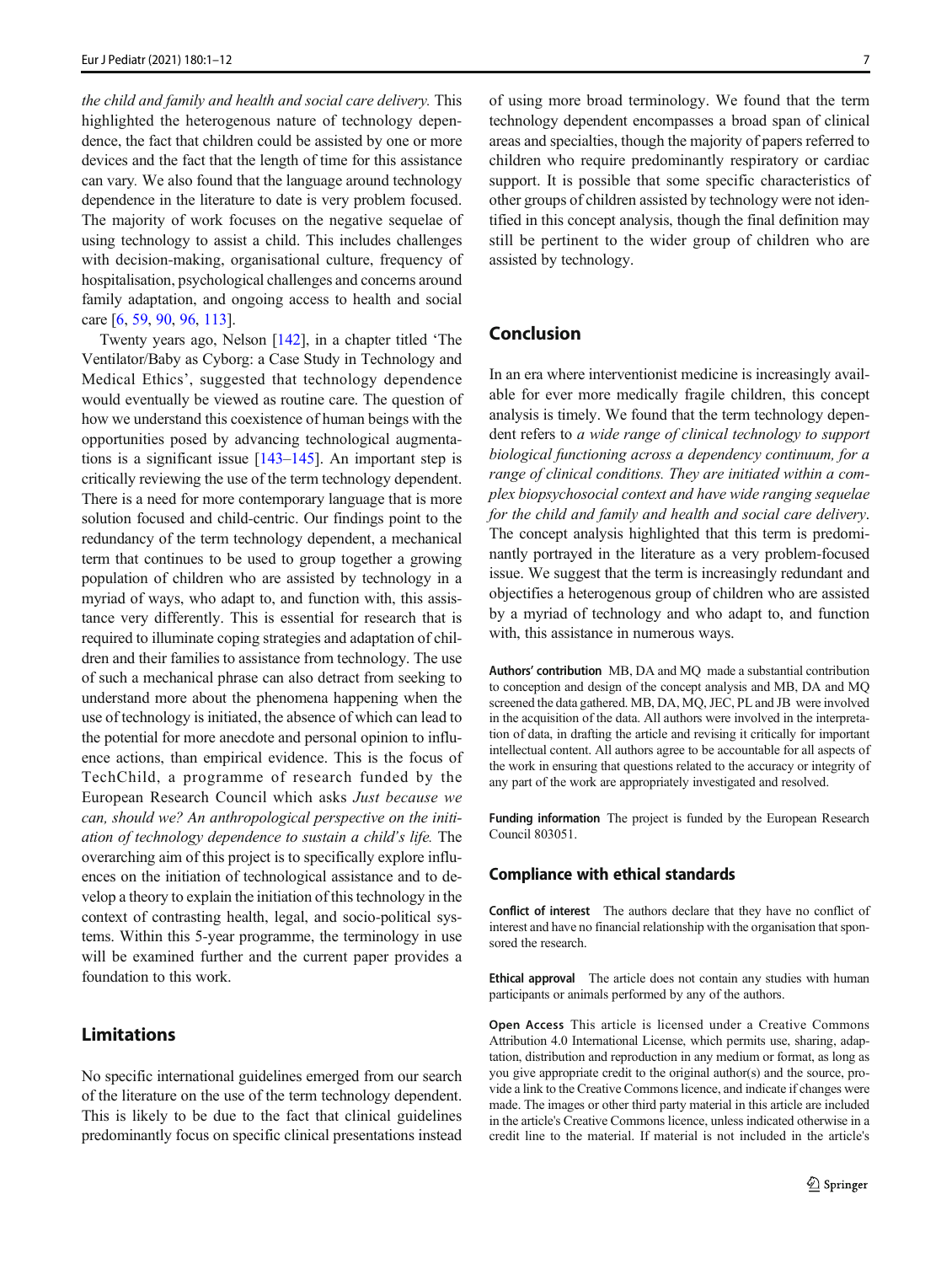*the child and family and health and social care delivery.* This highlighted the heterogenous nature of technology dependence, the fact that children could be assisted by one or more devices and the fact that the length of time for this assistance can vary. We also found that the language around technology dependence in the literature to date is very problem focused. The majority of work focuses on the negative sequelae of using technology to assist a child. This includes challenges with decision-making, organisational culture, frequency of hospitalisation, psychological challenges and concerns around family adaptation, and ongoing access to health and social care [6, 59, 90, 96, 113].

Twenty years ago, Nelson [142], in a chapter titled 'The Ventilator/Baby as Cyborg: a Case Study in Technology and Medical Ethics', suggested that technology dependence would eventually be viewed as routine care. The question of how we understand this coexistence of human beings with the opportunities posed by advancing technological augmentations is a significant issue [143–145]. An important step is critically reviewing the use of the term technology dependent. There is a need for more contemporary language that is more solution focused and child-centric. Our findings point to the redundancy of the term technology dependent, a mechanical term that continues to be used to group together a growing population of children who are assisted by technology in a myriad of ways, who adapt to, and function with, this assistance very differently. This is essential for research that is required to illuminate coping strategies and adaptation of children and their families to assistance from technology. The use of such a mechanical phrase can also detract from seeking to understand more about the phenomena happening when the use of technology is initiated, the absence of which can lead to the potential for more anecdote and personal opinion to influence actions, than empirical evidence. This is the focus of TechChild, a programme of research funded by the European Research Council which asks *Just because we can, should we? An anthropological perspective on the initiation of technology dependence to sustain a child's life.* The overarching aim of this project is to specifically explore influences on the initiation of technological assistance and to develop a theory to explain the initiation of this technology in the context of contrasting health, legal, and socio-political systems. Within this 5-year programme, the terminology in use will be examined further and the current paper provides a foundation to this work.

## Limitations

No specific international guidelines emerged from our search of the literature on the use of the term technology dependent. This is likely to be due to the fact that clinical guidelines predominantly focus on specific clinical presentations instead of using more broad terminology. We found that the term technology dependent encompasses a broad span of clinical areas and specialties, though the majority of papers referred to children who require predominantly respiratory or cardiac support. It is possible that some specific characteristics of other groups of children assisted by technology were not identified in this concept analysis, though the final definition may still be pertinent to the wider group of children who are assisted by technology.

## Conclusion

In an era where interventionist medicine is increasingly available for ever more medically fragile children, this concept analysis is timely. We found that the term technology dependent refers to *a wide range of clinical technology to support biological functioning across a dependency continuum, for a range of clinical conditions. They are initiated within a complex biopsychosocial context and have wide ranging sequelae for the child and family and health and social care delivery.* The concept analysis highlighted that this term is predominantly portrayed in the literature as a very problem-focused issue. We suggest that the term is increasingly redundant and objectifies a heterogeneous group of children who are assisted by a myriad of technology and who adapt to, and function with, this assistance in numerous ways.

**Authors' contribution** MB, DA and MQ made a substantial contribution to conception and design of the concept analysis and MB, DA and MQ screened the data gathered. MB, DA, MQ, JEC, PL and JB were involved in the acquisition of the data. All authors were involved in the interpretation of data, in drafting the article and revising it critically for important intellectual content. All authors agree to be accountable for all aspects of the work in ensuring that questions related to the accuracy or integrity of any part of the work are appropriately investigated and resolved.

**Funding information** The project is funded by the European Research Council 803051.

### Compliance with ethical standards

**Conflict of interest** The authors declare that they have no conflict of interest and have no financial relationship with the organisation that sponsored the research.

**Ethical approval** The article does not contain any studies with human participants or animals performed by any of the authors.

**Open Access** This article is licensed under a Creative Commons Attribution 4.0 International License, which permits use, sharing, adaptation, distribution and reproduction in any medium or format, as long as you give appropriate credit to the original author(s) and the source, provide a link to the Creative Commons licence, and indicate if changes were made. The images or other third party material in this article are included in the article's Creative Commons licence, unless indicated otherwise in a credit line to the material. If material is not included in the article's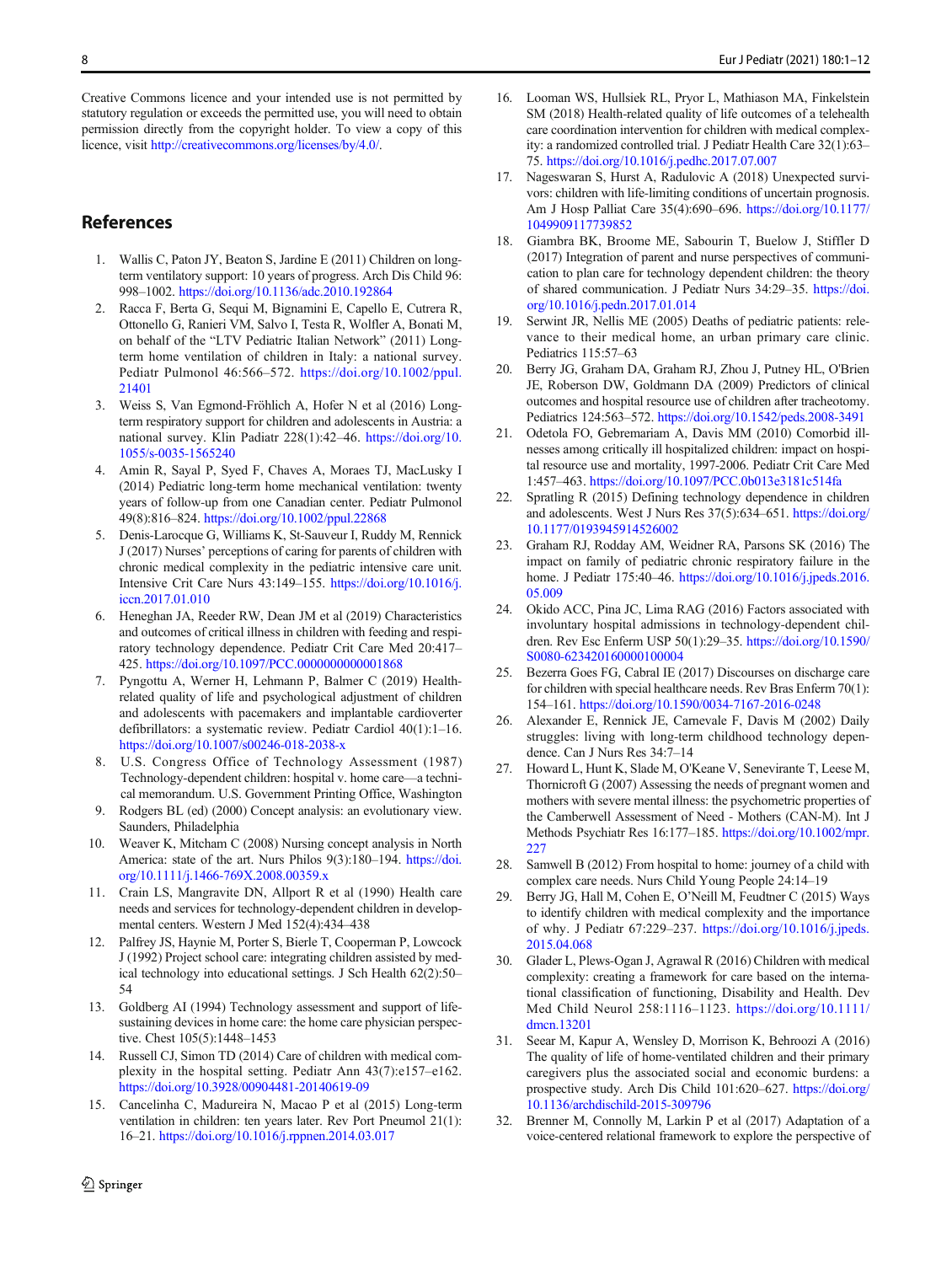Creative Commons licence and your intended use is not permitted by statutory regulation or exceeds the permitted use, you will need to obtain permission directly from the copyright holder. To view a copy of this licence, visit http://creativecommons.org/licenses/by/4.0/.

## References

1. Wallis C, Paton JY, Beaton S, Jardine E (2011) Children on long-term ventilatory support: 10 years of progress. Arch Dis Child 96: 998–1002. https://doi.org/10.1136/adc.2010.192864
2. Racca F, Berta G, Sequi M, Bignamini E, Capello E, Cutrera R, Ottonello G, Ranieri VM, Salvo I, Testa R, Wolfler A, Bonati M, on behalf of the "LTV Pediatric Italian Network" (2011) Long-term home ventilation of children in Italy: a national survey. Pediatr Pulmonol 46:566–572. https://doi.org/10.1002/ppul.21401
3. Weiss S, Van Egmond-Fröhlich A, Hofer N et al (2016) Long-term respiratory support for children and adolescents in Austria: a national survey. Klin Padiatr 228(1):42–46. https://doi.org/10.1055/s-0035-1565240
4. Amin R, Sayal P, Syed F, Chaves A, Moraes TJ, MacLusky I (2014) Pediatric long-term home mechanical ventilation: twenty years of follow-up from one Canadian center. Pediatr Pulmonol 49(8):816–824. https://doi.org/10.1002/ppul.22868
5. Denis-Larocque G, Williams K, St-Sauveur I, Ruddy M, Rennick J (2017) Nurses' perceptions of caring for parents of children with chronic medical complexity in the pediatric intensive care unit. Intensive Crit Care Nurs 43:149–155. https://doi.org/10.1016/j.iccn.2017.01.010
6. Heneghan JA, Reeder RW, Dean JM et al (2019) Characteristics and outcomes of critical illness in children with feeding and respiratory technology dependence. Pediatr Crit Care Med 20:417–425. https://doi.org/10.1097/PCC.0000000000001868
7. Pyngottu A, Werner H, Lehmann P, Balmer C (2019) Health-related quality of life and psychological adjustment of children and adolescents with pacemakers and implantable cardioverter defibrillators: a systematic review. Pediatr Cardiol 40(1):1–16. https://doi.org/10.1007/s00246-018-2038-x
8. U.S. Congress Office of Technology Assessment (1987) Technology-dependent children: hospital v. home care—a technical memorandum. U.S. Government Printing Office, Washington
9. Rodgers BL (ed) (2000) Concept analysis: an evolutionary view. Saunders, Philadelphia
10. Weaver K, Mitcham C (2008) Nursing concept analysis in North America: state of the art. Nurs Philos 9(3):180–194. https://doi.org/10.1111/j.1466-769X.2008.00359.x
11. Crain LS, Mangravite DN, Allport R et al (1990) Health care needs and services for technology-dependent children in developmental centers. Western J Med 152(4):434–438
12. Palfrey JS, Haynie M, Porter S, Bierle T, Cooperman P, Lowcock J (1992) Project school care: integrating children assisted by medical technology into educational settings. J Sch Health 62(2):50–54
13. Goldberg AI (1994) Technology assessment and support of life-sustaining devices in home care: the home care physician perspective. Chest 105(5):1448–1453
14. Russell CJ, Simon TD (2014) Care of children with medical complexity in the hospital setting. Pediatr Ann 43(7):e157–e162. https://doi.org/10.3928/00904481-20140619-09
15. Cancelinha C, Madureira N, Macao P et al (2015) Long-term ventilation in children: ten years later. Rev Port Pneumol 21(1): 16–21. https://doi.org/10.1016/j.rppnen.2014.03.017
16. Looman WS, Hullsiek RL, Pryor L, Mathiason MA, Finkelstein SM (2018) Health-related quality of life outcomes of a telehealth care coordination intervention for children with medical complexity: a randomized controlled trial. J Pediatr Health Care 32(1):63–75. https://doi.org/10.1016/j.pedhc.2017.07.007
17. Nageswaran S, Hurst A, Radulovic A (2018) Unexpected survivors: children with life-limiting conditions of uncertain prognosis. Am J Hosp Palliat Care 35(4):690–696. https://doi.org/10.1177/1049909117739852
18. Giambra BK, Broome ME, Sabourin T, Buelow J, Stiffler D (2017) Integration of parent and nurse perspectives of communication to plan care for technology dependent children: the theory of shared communication. J Pediatr Nurs 34:29–35. https://doi.org/10.1016/j.pedn.2017.01.014
19. Serwint JR, Nellis ME (2005) Deaths of pediatric patients: relevance to their medical home, an urban primary care clinic. Pediatrics 115:57–63
20. Berry JG, Graham DA, Graham RJ, Zhou J, Putney HL, O'Brien JE, Roberson DW, Goldmann DA (2009) Predictors of clinical outcomes and hospital resource use of children after tracheotomy. Pediatrics 124:563–572. https://doi.org/10.1542/peds.2008-3491
21. Odetola FO, Gebremariam A, Davis MM (2010) Comorbid illnesses among critically ill hospitalized children: impact on hospital resource use and mortality, 1997-2006. Pediatr Crit Care Med 1:457–463. https://doi.org/10.1097/PCC.0b013e3181c514fa
22. Spratling R (2015) Defining technology dependence in children and adolescents. West J Nurs Res 37(5):634–651. https://doi.org/10.1177/0193945914526002
23. Graham RJ, Rodday AM, Weidner RA, Parsons SK (2016) The impact on family of pediatric chronic respiratory failure in the home. J Pediatr 175:40–46. https://doi.org/10.1016/j.jpeds.2016.05.009
24. Okido ACC, Pina JC, Lima RAG (2016) Factors associated with involuntary hospital admissions in technology-dependent children. Rev Esc Enferm USP 50(1):29–35. https://doi.org/10.1590/S0080-623420160000100004
25. Bezerra Goes FG, Cabral IE (2017) Discourses on discharge care for children with special healthcare needs. Rev Bras Enferm 70(1): 154–161. https://doi.org/10.1590/0034-7167-2016-0248
26. Alexander E, Rennick JE, Carnevale F, Davis M (2002) Daily struggles: living with long-term childhood technology dependence. Can J Nurs Res 34:7–14
27. Howard L, Hunt K, Slade M, O'Keane V, Senevirante T, Leese M, Thornicroft G (2007) Assessing the needs of pregnant women and mothers with severe mental illness: the psychometric properties of the Camberwell Assessment of Need - Mothers (CAN-M). Int J Methods Psychiatr Res 16:177–185. https://doi.org/10.1002/mpr.227
28. Samwell B (2012) From hospital to home: journey of a child with complex care needs. Nurs Child Young People 24:14–19
29. Berry JG, Hall M, Cohen E, O'Neill M, Feudtner C (2015) Ways to identify children with medical complexity and the importance of why. J Pediatr 67:229–237. https://doi.org/10.1016/j.jpeds.2015.04.068
30. Glader L, Plews-Ogan J, Agrawal R (2016) Children with medical complexity: creating a framework for care based on the international classification of functioning, Disability and Health. Dev Med Child Neurol 258:1116–1123. https://doi.org/10.1111/dmcn.13201
31. Seear M, Kapur A, Wensley D, Morrison K, Behroozi A (2016) The quality of life of home-ventilated children and their primary caregivers plus the associated social and economic burdens: a prospective study. Arch Dis Child 101:620–627. https://doi.org/10.1136/archdischild-2015-309796
32. Brenner M, Connolly M, Larkin P et al (2017) Adaptation of a voice-centered relational framework to explore the perspective of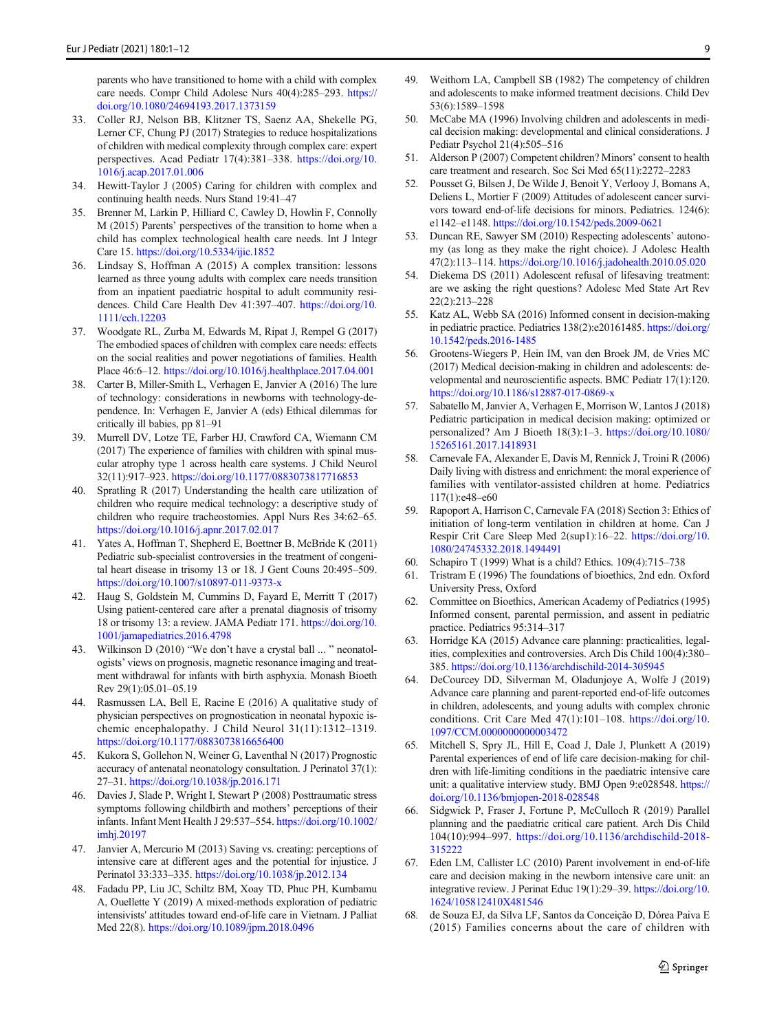parents who have transitioned to home with a child with complex care needs. Compr Child Adolesc Nurs 40(4):285–293. https://doi.org/10.1080/24694193.2017.1373159

33. Coller RJ, Nelson BB, Klitzner TS, Saenz AA, Shekelle PG, Lerner CF, Chung PJ (2017) Strategies to reduce hospitalizations of children with medical complexity through complex care: expert perspectives. Acad Pediatr 17(4):381–338. https://doi.org/10.1016/j.acap.2017.01.006
34. Hewitt-Taylor J (2005) Caring for children with complex and continuing health needs. Nurs Stand 19:41–47
35. Brenner M, Larkin P, Hilliard C, Cawley D, Howlin F, Connolly M (2015) Parents' perspectives of the transition to home when a child has complex technological health care needs. Int J Integr Care 15. https://doi.org/10.5334/ijic.1852
36. Lindsay S, Hoffman A (2015) A complex transition: lessons learned as three young adults with complex care needs transition from an inpatient paediatric hospital to adult community residences. Child Care Health Dev 41:397–407. https://doi.org/10.1111/cch.12203
37. Woodgate RL, Zurba M, Edwards M, Ripat J, Rempel G (2017) The embodied spaces of children with complex care needs: effects on the social realities and power negotiations of families. Health Place 46:6–12. https://doi.org/10.1016/j.healthplace.2017.04.001
38. Carter B, Miller-Smith L, Verhagen E, Janvier A (2016) The lure of technology: considerations in newborns with technology-dependence. In: Verhagen E, Janvier A (eds) Ethical dilemmas for critically ill babies, pp 81–91
39. Murrell DV, Lotze TE, Farber HJ, Crawford CA, Wiemann CM (2017) The experience of families with children with spinal muscular atrophy type 1 across health care systems. J Child Neurol 32(11):917–923. https://doi.org/10.1177/0883073817716853
40. Spratling R (2017) Understanding the health care utilization of children who require medical technology: a descriptive study of children who require tracheostomies. Appl Nurs Res 34:62–65. https://doi.org/10.1016/j.apnr.2017.02.017
41. Yates A, Hoffman T, Shepherd E, Boettner B, McBride K (2011) Pediatric sub-specialist controversies in the treatment of congenital heart disease in trisomy 13 or 18. J Genet Couns 20:495–509. https://doi.org/10.1007/s10897-011-9373-x
42. Haug S, Goldstein M, Cummins D, Fayard E, Merritt T (2017) Using patient-centered care after a prenatal diagnosis of trisomy 18 or trisomy 13: a review. JAMA Pediatr 171. https://doi.org/10.1001/jamapediatrics.2016.4798
43. Wilkinson D (2010) "We don't have a crystal ball ... " neonatologists' views on prognosis, magnetic resonance imaging and treatment withdrawal for infants with birth asphyxia. Monash Bioeth Rev 29(1):05.01–05.19
44. Rasmussen LA, Bell E, Racine E (2016) A qualitative study of physician perspectives on prognostication in neonatal hypoxic ischemic encephalopathy. J Child Neurol 31(11):1312–1319. https://doi.org/10.1177/0883073816656400
45. Kukora S, Gollehon N, Weiner G, Laventhal N (2017) Prognostic accuracy of antenatal neonatology consultation. J Perinatol 37(1):27–31. https://doi.org/10.1038/jp.2016.171
46. Davies J, Slade P, Wright I, Stewart P (2008) Posttraumatic stress symptoms following childbirth and mothers' perceptions of their infants. Infant Ment Health J 29:537–554. https://doi.org/10.1002/imhj.20197
47. Janvier A, Mercurio M (2013) Saving vs. creating: perceptions of intensive care at different ages and the potential for injustice. J Perinatol 33:333–335. https://doi.org/10.1038/jp.2012.134
48. Fadadu PP, Liu JC, Schiltz BM, Xoay TD, Phuc PH, Kumbamu A, Ouellette Y (2019) A mixed-methods exploration of pediatric intensivists' attitudes toward end-of-life care in Vietnam. J Palliat Med 22(8). https://doi.org/10.1089/jpm.2018.0496
49. Weithorn LA, Campbell SB (1982) The competency of children and adolescents to make informed treatment decisions. Child Dev 53(6):1589–1598
50. McCabe MA (1996) Involving children and adolescents in medical decision making: developmental and clinical considerations. J Pediatr Psychol 21(4):505–516
51. Alderson P (2007) Competent children? Minors' consent to health care treatment and research. Soc Sci Med 65(11):2272–2283
52. Pousset G, Bilsen J, De Wilde J, Benoit Y, Verlooy J, Bomans A, Deliens L, Mortier F (2009) Attitudes of adolescent cancer survivors toward end-of-life decisions for minors. Pediatrics. 124(6):e1142–e1148. https://doi.org/10.1542/peds.2009-0621
53. Duncan RE, Sawyer SM (2010) Respecting adolescents' autonomy (as long as they make the right choice). J Adolesc Health 47(2):113–114. https://doi.org/10.1016/j.jadohealth.2010.05.020
54. Diekema DS (2011) Adolescent refusal of lifesaving treatment: are we asking the right questions? Adolesc Med State Art Rev 22(2):213–228
55. Katz AL, Webb SA (2016) Informed consent in decision-making in pediatric practice. Pediatrics 138(2):e20161485. https://doi.org/10.1542/peds.2016-1485
56. Grootens-Wiegers P, Hein IM, van den Broek JM, de Vries MC (2017) Medical decision-making in children and adolescents: developmental and neuroscientific aspects. BMC Pediatr 17(1):120. https://doi.org/10.1186/s12887-017-0869-x
57. Sabatello M, Janvier A, Verhagen E, Morrison W, Lantos J (2018) Pediatric participation in medical decision making: optimized or personalized? Am J Bioeth 18(3):1–3. https://doi.org/10.1080/15265161.2017.1418931
58. Carnevale FA, Alexander E, Davis M, Rennick J, Troini R (2006) Daily living with distress and enrichment: the moral experience of families with ventilator-assisted children at home. Pediatrics 117(1):e48–e60
59. Rapoport A, Harrison C, Carnevale FA (2018) Section 3: Ethics of initiation of long-term ventilation in children at home. Can J Respir Crit Care Sleep Med 2(sup1):16–22. https://doi.org/10.1080/24745332.2018.1494491
60. Schapiro T (1999) What is a child? Ethics. 109(4):715–738
61. Tristram E (1996) The foundations of bioethics, 2nd edn. Oxford University Press, Oxford
62. Committee on Bioethics, American Academy of Pediatrics (1995) Informed consent, parental permission, and assent in pediatric practice. Pediatrics 95:314–317
63. Horridge KA (2015) Advance care planning: practicalities, legalities, complexities and controversies. Arch Dis Child 100(4):380–385. https://doi.org/10.1136/archdischild-2014-305945
64. DeCourcey DD, Silverman M, Oladunjoye A, Wolfe J (2019) Advance care planning and parent-reported end-of-life outcomes in children, adolescents, and young adults with complex chronic conditions. Crit Care Med 47(1):101–108. https://doi.org/10.1097/CCM.0000000000003472
65. Mitchell S, Spry JL, Hill E, Coad J, Dale J, Plunkett A (2019) Parental experiences of end of life care decision-making for children with life-limiting conditions in the paediatric intensive care unit: a qualitative interview study. BMJ Open 9:e028548. https://doi.org/10.1136/bmjopen-2018-028548
66. Sidgwick P, Fraser J, Fortune P, McCulloch R (2019) Parallel planning and the paediatric critical care patient. Arch Dis Child 104(10):994–997. https://doi.org/10.1136/archdischild-2018-315222
67. Eden LM, Callister LC (2010) Parent involvement in end-of-life care and decision making in the newborn intensive care unit: an integrative review. J Perinat Educ 19(1):29–39. https://doi.org/10.1624/105812410X481546
68. de Souza EJ, da Silva LF, Santos da Conceição D, Dórea Paiva E (2015) Families concerns about the care of children with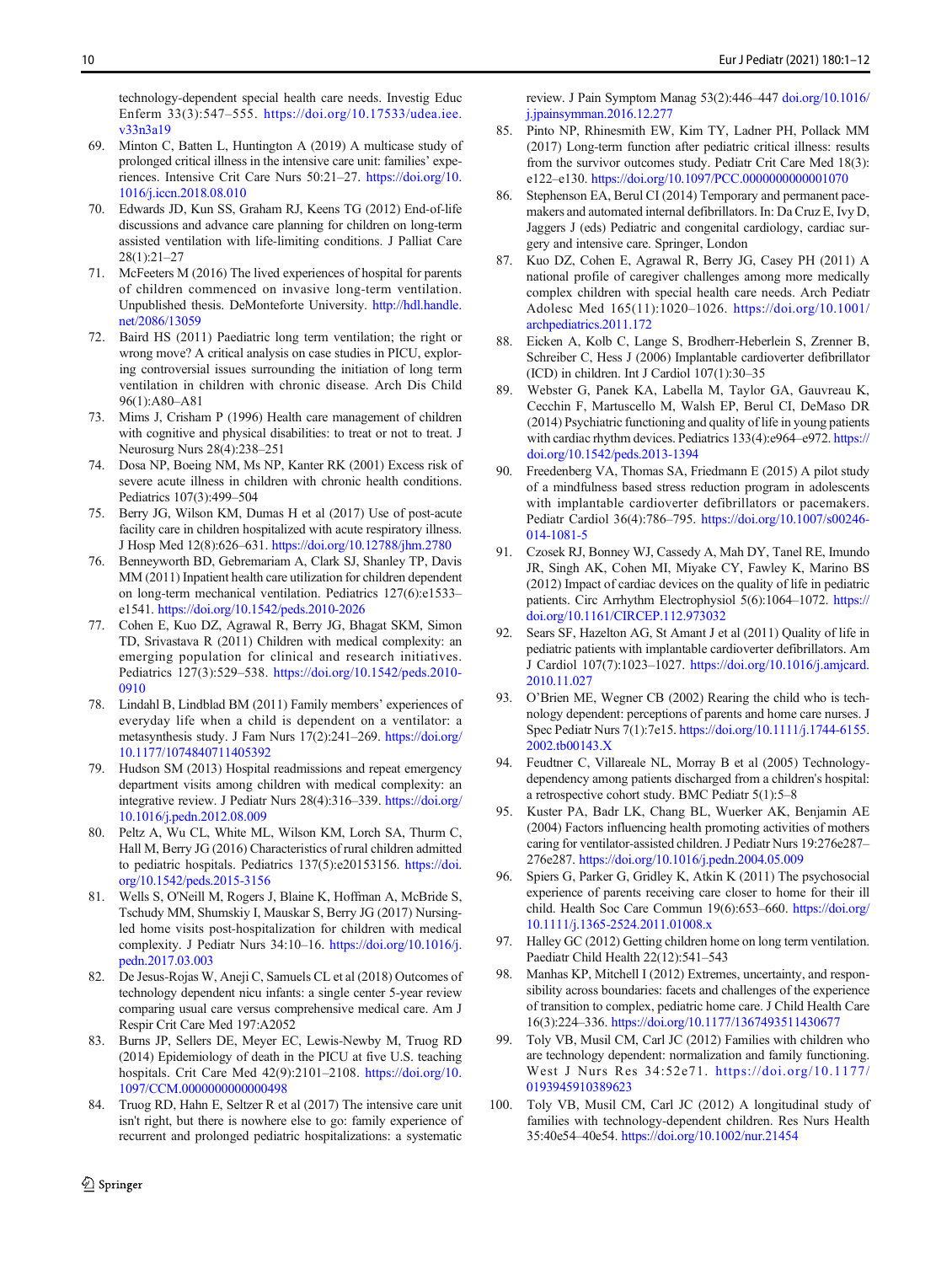technology-dependent special health care needs. Investig Educ Enferm 33(3):547–555. https://doi.org/10.17533/udea.iee.v33n3a19

69. Minton C, Batten L, Huntington A (2019) A multicase study of prolonged critical illness in the intensive care unit: families' experiences. Intensive Crit Care Nurs 50:21–27. https://doi.org/10.1016/j.iccn.2018.08.010
70. Edwards JD, Kun SS, Graham RJ, Keens TG (2012) End-of-life discussions and advance care planning for children on long-term assisted ventilation with life-limiting conditions. J Palliat Care 28(1):21–27
71. McFeeters M (2016) The lived experiences of hospital for parents of children commenced on invasive long-term ventilation. Unpublished thesis. DeMonteforte University. http://hdl.handle.net/2086/13059
72. Baird HS (2011) Paediatric long term ventilation; the right or wrong move? A critical analysis on case studies in PICU, exploring controversial issues surrounding the initiation of long term ventilation in children with chronic disease. Arch Dis Child 96(1):A80–A81
73. Mims J, Crisham P (1996) Health care management of children with cognitive and physical disabilities: to treat or not to treat. J Neurosurg Nurs 28(4):238–251
74. Dosa NP, Boeing NM, Ms NP, Kanter RK (2001) Excess risk of severe acute illness in children with chronic health conditions. Pediatrics 107(3):499–504
75. Berry JG, Wilson KM, Dumas H et al (2017) Use of post-acute facility care in children hospitalized with acute respiratory illness. J Hosp Med 12(8):626–631. https://doi.org/10.12788/jhm.2780
76. Benneyworth BD, Gebremariam A, Clark SJ, Shanley TP, Davis MM (2011) Inpatient health care utilization for children dependent on long-term mechanical ventilation. Pediatrics 127(6):e1533–e1541. https://doi.org/10.1542/peds.2010-2026
77. Cohen E, Kuo DZ, Agrawal R, Berry JG, Bhagat SKM, Simon TD, Srivastava R (2011) Children with medical complexity: an emerging population for clinical and research initiatives. Pediatrics 127(3):529–538. https://doi.org/10.1542/peds.2010-0910
78. Lindahl B, Lindblad BM (2011) Family members' experiences of everyday life when a child is dependent on a ventilator: a metasynthesis study. J Fam Nurs 17(2):241–269. https://doi.org/10.1177/1074840711405392
79. Hudson SM (2013) Hospital readmissions and repeat emergency department visits among children with medical complexity: an integrative review. J Pediatr Nurs 28(4):316–339. https://doi.org/10.1016/j.pedn.2012.08.009
80. Peltz A, Wu CL, White ML, Wilson KM, Lorch SA, Thurm C, Hall M, Berry JG (2016) Characteristics of rural children admitted to pediatric hospitals. Pediatrics 137(5):e20153156. https://doi.org/10.1542/peds.2015-3156
81. Wells S, O'Neill M, Rogers J, Blaine K, Hoffman A, McBride S, Tschudy MM, Shumskiy I, Mauskar S, Berry JG (2017) Nursing-led home visits post-hospitalization for children with medical complexity. J Pediatr Nurs 34:10–16. https://doi.org/10.1016/j.pedn.2017.03.003
82. De Jesus-Rojas W, Aneji C, Samuels CL et al (2018) Outcomes of technology dependent nicu infants: a single center 5-year review comparing usual care versus comprehensive medical care. Am J Respir Crit Care Med 197:A2052
83. Burns JP, Sellers DE, Meyer EC, Lewis-Newby M, Truog RD (2014) Epidemiology of death in the PICU at five U.S. teaching hospitals. Crit Care Med 42(9):2101–2108. https://doi.org/10.1097/CCM.0000000000000498
84. Truog RD, Hahn E, Seltzer R et al (2017) The intensive care unit isn't right, but there is nowhere else to go: family experience of recurrent and prolonged pediatric hospitalizations: a systematic review. J Pain Symptom Manag 53(2):446–447 doi.org/10.1016/j.jpainsymman.2016.12.277
85. Pinto NP, Rhinesmith EW, Kim TY, Ladner PH, Pollack MM (2017) Long-term function after pediatric critical illness: results from the survivor outcomes study. Pediatr Crit Care Med 18(3):e122–e130. https://doi.org/10.1097/PCC.0000000000001070
86. Stephenson EA, Berul CI (2014) Temporary and permanent pacemakers and automated internal defibrillators. In: Da Cruz E, Ivy D, Jaggers J (eds) Pediatric and congenital cardiology, cardiac surgery and intensive care. Springer, London
87. Kuo DZ, Cohen E, Agrawal R, Berry JG, Casey PH (2011) A national profile of caregiver challenges among more medically complex children with special health care needs. Arch Pediatr Adolesc Med 165(11):1020–1026. https://doi.org/10.1001/archpediatrics.2011.172
88. Eicken A, Kolb C, Lange S, Brodherr-Heberlein S, Zrenner B, Schreiber C, Hess J (2006) Implantable cardioverter defibrillator (ICD) in children. Int J Cardiol 107(1):30–35
89. Webster G, Panek KA, Labella M, Taylor GA, Gauvreau K, Cecchin F, Martuscello M, Walsh EP, Berul CI, DeMaso DR (2014) Psychiatric functioning and quality of life in young patients with cardiac rhythm devices. Pediatrics 133(4):e964–e972. https://doi.org/10.1542/peds.2013-1394
90. Freedenberg VA, Thomas SA, Friedmann E (2015) A pilot study of a mindfulness based stress reduction program in adolescents with implantable cardioverter defibrillators or pacemakers. Pediatr Cardiol 36(4):786–795. https://doi.org/10.1007/s00246-014-1081-5
91. Czosek RJ, Bonney WJ, Cassedy A, Mah DY, Tanel RE, Imundo JR, Singh AK, Cohen MI, Miyake CY, Fawley K, Marino BS (2012) Impact of cardiac devices on the quality of life in pediatric patients. Circ Arrhythm Electrophysiol 5(6):1064–1072. https://doi.org/10.1161/CIRCEP.112.973032
92. Sears SF, Hazelton AG, St Amant J et al (2011) Quality of life in pediatric patients with implantable cardioverter defibrillators. Am J Cardiol 107(7):1023–1027. https://doi.org/10.1016/j.amjcard.2010.11.027
93. O'Brien ME, Wegner CB (2002) Rearing the child who is technology dependent: perceptions of parents and home care nurses. J Spec Pediatr Nurs 7(1):7e15. https://doi.org/10.1111/j.1744-6155.2002.tb00143.X
94. Feudtner C, Villareale NL, Morray B et al (2005) Technology-dependency among patients discharged from a children's hospital: a retrospective cohort study. BMC Pediatr 5(1):5–8
95. Kuster PA, Badr LK, Chang BL, Wuerker AK, Benjamin AE (2004) Factors influencing health promoting activities of mothers caring for ventilator-assisted children. J Pediatr Nurs 19:276e287–276e287. https://doi.org/10.1016/j.pedn.2004.05.009
96. Spiers G, Parker G, Gridley K, Atkin K (2011) The psychosocial experience of parents receiving care closer to home for their ill child. Health Soc Care Commun 19(6):653–660. https://doi.org/10.1111/j.1365-2524.2011.01008.x
97. Halley GC (2012) Getting children home on long term ventilation. Paediatr Child Health 22(12):541–543
98. Manhas KP, Mitchell I (2012) Extremes, uncertainty, and responsibility across boundaries: facets and challenges of the experience of transition to complex, pediatric home care. J Child Health Care 16(3):224–336. https://doi.org/10.1177/1367493511430677
99. Toly VB, Musil CM, Carl JC (2012) Families with children who are technology dependent: normalization and family functioning. West J Nurs Res 34:52e71. https://doi.org/10.1177/0193945910389623
100. Toly VB, Musil CM, Carl JC (2012) A longitudinal study of families with technology-dependent children. Res Nurs Health 35:40e54–40e54. https://doi.org/10.1002/nur.21454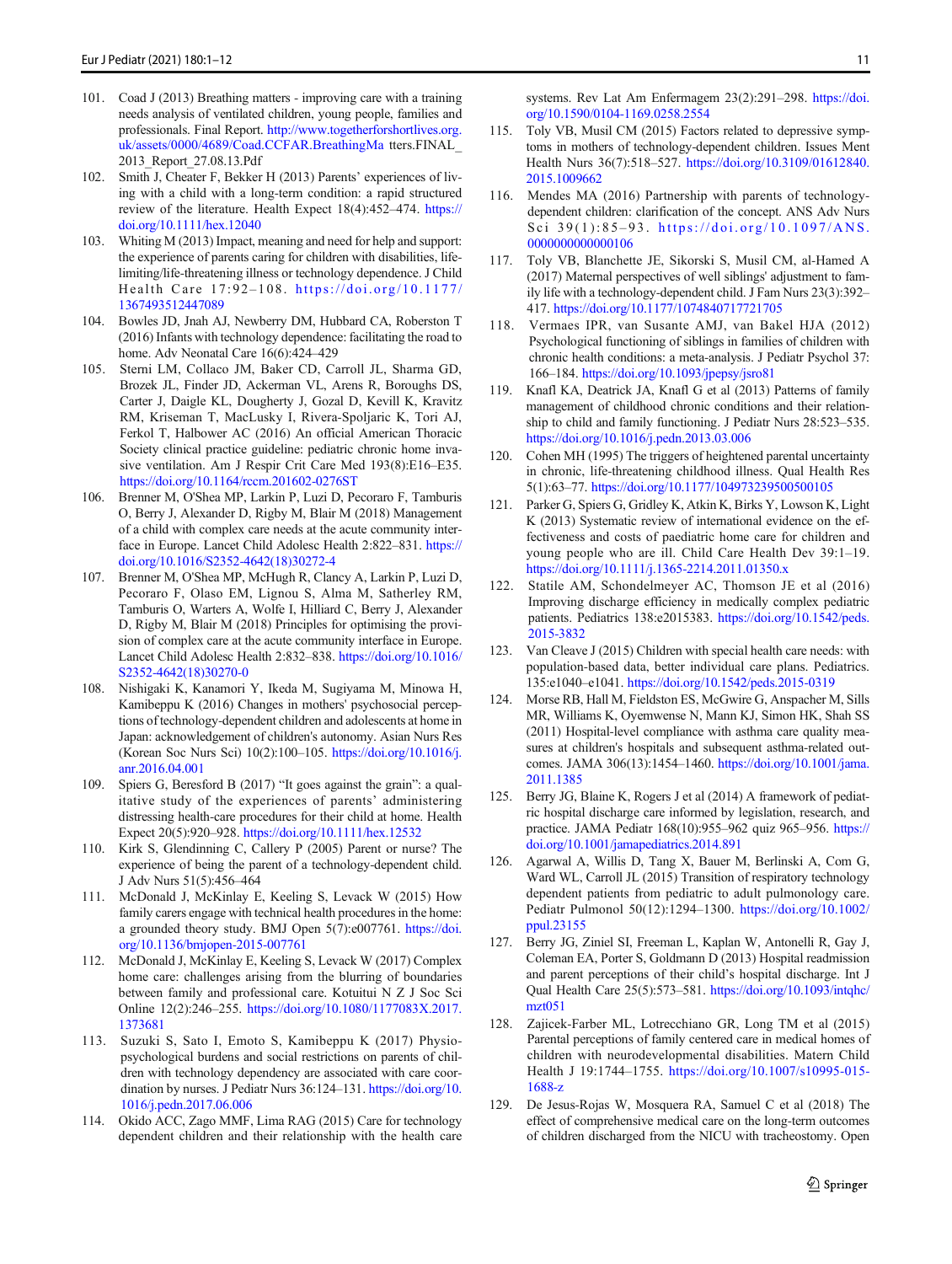101. Coad J (2013) Breathing matters - improving care with a training needs analysis of ventilated children, young people, families and professionals. Final Report. http://www.togetherforshortlives.org.uk/assets/0000/4689/Coad.CCFAR.BreathingMatters.FINAL_2013_Report_27.08.13.Pdf

102. Smith J, Cheater F, Bekker H (2013) Parents' experiences of living with a child with a long-term condition: a rapid structured review of the literature. Health Expect 18(4):452–474. https://doi.org/10.1111/hex.12040

103. Whiting M (2013) Impact, meaning and need for help and support: the experience of parents caring for children with disabilities, life-limiting/life-threatening illness or technology dependence. J Child Health Care 17:92–108. https://doi.org/10.1177/1367493512447089

104. Bowles JD, Jnah AJ, Newberry DM, Hubbard CA, Roberston T (2016) Infants with technology dependence: facilitating the road to home. Adv Neonatal Care 16(6):424–429

105. Sterni LM, Collaco JM, Baker CD, Carroll JL, Sharma GD, Brozek JL, Finder JD, Ackerman VL, Arens R, Boroughs DS, Carter J, Daigle KL, Dougherty J, Gozal D, Kevill K, Kravitz RM, Kriseman T, MacLusky I, Rivera-Spoljaric K, Tori AJ, Ferkol T, Halbower AC (2016) An official American Thoracic Society clinical practice guideline: pediatric chronic home invasive ventilation. Am J Respir Crit Care Med 193(8):E16–E35. https://doi.org/10.1164/rccm.201602-0276ST

106. Brenner M, O'Shea MP, Larkin P, Luzi D, Pecoraro F, Tamburis O, Berry J, Alexander D, Rigby M, Blair M (2018) Management of a child with complex care needs at the acute community interface in Europe. Lancet Child Adolesc Health 2:822–831. https://doi.org/10.1016/S2352-4642(18)30272-4

107. Brenner M, O'Shea MP, McHugh R, Clancy A, Larkin P, Luzi D, Pecoraro F, Olaso EM, Lignou S, Alma M, Satherley RM, Tamburis O, Warters A, Wolfe I, Hilliard C, Berry J, Alexander D, Rigby M, Blair M (2018) Principles for optimising the provision of complex care at the acute community interface in Europe. Lancet Child Adolesc Health 2:832–838. https://doi.org/10.1016/S2352-4642(18)30270-0

108. Nishigaki K, Kanamori Y, Ikeda M, Sugiyama M, Minowa H, Kamibeppu K (2016) Changes in mothers' psychosocial perceptions of technology-dependent children and adolescents at home in Japan: acknowledgement of children's autonomy. Asian Nurs Res (Korean Soc Nurs Sci) 10(2):100–105. https://doi.org/10.1016/j.anr.2016.04.001

109. Spiers G, Beresford B (2017) "It goes against the grain": a qualitative study of the experiences of parents' administering distressing health-care procedures for their child at home. Health Expect 20(5):920–928. https://doi.org/10.1111/hex.12532

110. Kirk S, Glendinning C, Callery P (2005) Parent or nurse? The experience of being the parent of a technology-dependent child. J Adv Nurs 51(5):456–464

111. McDonald J, McKinlay E, Keeling S, Levack W (2015) How family carers engage with technical health procedures in the home: a grounded theory study. BMJ Open 5(7):e007761. https://doi.org/10.1136/bmjopen-2015-007761

112. McDonald J, McKinlay E, Keeling S, Levack W (2017) Complex home care: challenges arising from the blurring of boundaries between family and professional care. Kotuitui N Z J Soc Sci Online 12(2):246–255. https://doi.org/10.1080/1177083X.2017.1373681

113. Suzuki S, Sato I, Emoto S, Kamibeppu K (2017) Physio-psychological burdens and social restrictions on parents of children with technology dependency are associated with care coordination by nurses. J Pediatr Nurs 36:124–131. https://doi.org/10.1016/j.pedn.2017.06.006

114. Okido ACC, Zago MMF, Lima RAG (2015) Care for technology dependent children and their relationship with the health care systems. Rev Lat Am Enfermagem 23(2):291–298. https://doi.org/10.1590/0104-1169.0258.2554

115. Toly VB, Musil CM (2015) Factors related to depressive symptoms in mothers of technology-dependent children. Issues Ment Health Nurs 36(7):518–527. https://doi.org/10.3109/01612840.2015.1009662

116. Mendes MA (2016) Partnership with parents of technology-dependent children: clarification of the concept. ANS Adv Nurs Sci 39(1):85–93. https://doi.org/10.1097/ANS.0000000000000106

117. Toly VB, Blanchette JE, Sikorski S, Musil CM, al-Hamed A (2017) Maternal perspectives of well siblings' adjustment to family life with a technology-dependent child. J Fam Nurs 23(3):392–417. https://doi.org/10.1177/1074840717721705

118. Vermaes IPR, van Susante AMJ, van Bakel HJA (2012) Psychological functioning of siblings in families of children with chronic health conditions: a meta-analysis. J Pediatr Psychol 37:166–184. https://doi.org/10.1093/jpepsy/jsr81

119. Knafl KA, Deatrick JA, Knafl G et al (2013) Patterns of family management of childhood chronic conditions and their relationship to child and family functioning. J Pediatr Nurs 28:523–535. https://doi.org/10.1016/j.pedn.2013.03.006

120. Cohen MH (1995) The triggers of heightened parental uncertainty in chronic, life-threatening childhood illness. Qual Health Res 5(1):63–77. https://doi.org/10.1177/104973239500500105

121. Parker G, Spiers G, Gridley K, Atkin K, Birks Y, Lowson K, Light K (2013) Systematic review of international evidence on the effectiveness and costs of paediatric home care for children and young people who are ill. Child Care Health Dev 39:1–19. https://doi.org/10.1111/j.1365-2214.2011.01350.x

122. Statile AM, Schondelmeyer AC, Thomson JE et al (2016) Improving discharge efficiency in medically complex pediatric patients. Pediatrics 138:e2015383. https://doi.org/10.1542/peds.2015-3832

123. Van Cleave J (2015) Children with special health care needs: with population-based data, better individual care plans. Pediatrics. 135:e1040–e1041. https://doi.org/10.1542/peds.2015-0319

124. Morse RB, Hall M, Fieldston ES, McGwire G, Anspacher M, Sills MR, Williams K, Oyemwense N, Mann KJ, Simon HK, Shah SS (2011) Hospital-level compliance with asthma care quality measures at children's hospitals and subsequent asthma-related outcomes. JAMA 306(13):1454–1460. https://doi.org/10.1001/jama.2011.1385

125. Berry JG, Blaine K, Rogers J et al (2014) A framework of pediatric hospital discharge care informed by legislation, research, and practice. JAMA Pediatr 168(10):955–962 quiz 965–956. https://doi.org/10.1001/jamapediatrics.2014.891

126. Agarwal A, Willis D, Tang X, Bauer M, Berlinski A, Com G, Ward WL, Carroll JL (2015) Transition of respiratory technology dependent patients from pediatric to adult pulmonology care. Pediatr Pulmonol 50(12):1294–1300. https://doi.org/10.1002/ppul.23155

127. Berry JG, Ziniel SI, Freeman L, Kaplan W, Antonelli R, Gay J, Coleman EA, Porter S, Goldmann D (2013) Hospital readmission and parent perceptions of their child's hospital discharge. Int J Qual Health Care 25(5):573–581. https://doi.org/10.1093/intqhc/mzt051

128. Zajicek-Farber ML, Lotrecchiano GR, Long TM et al (2015) Parental perceptions of family centered care in medical homes of children with neurodevelopmental disabilities. Matern Child Health J 19:1744–1755. https://doi.org/10.1007/s10995-015-1688-z

129. De Jesus-Rojas W, Mosquera RA, Samuel C et al (2018) The effect of comprehensive medical care on the long-term outcomes of children discharged from the NICU with tracheostomy. Open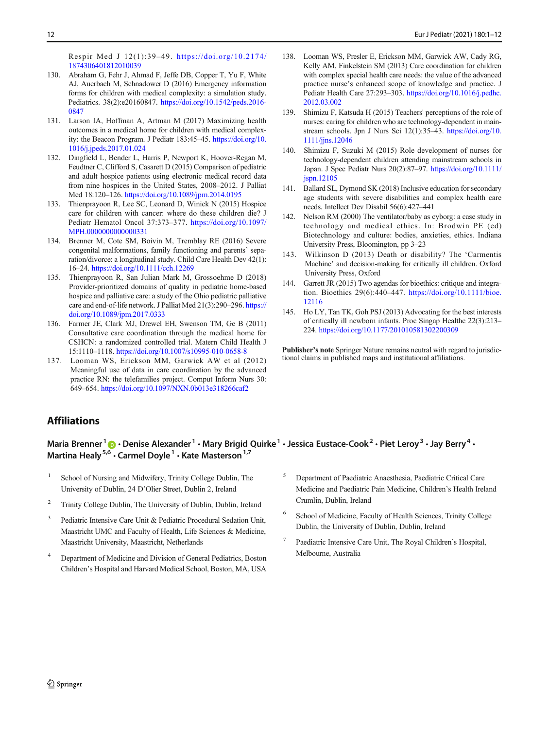Respir Med J 12(1):39–49. https://doi.org/10.2174/1874306401812010039

130. Abraham G, Fehr J, Ahmad F, Jeffe DB, Copper T, Yu F, White AJ, Auerbach M, Schnadower D (2016) Emergency information forms for children with medical complexity: a simulation study. Pediatrics. 38(2):e20160847. https://doi.org/10.1542/peds.2016-0847
131. Larson IA, Hoffman A, Artman M (2017) Maximizing health outcomes in a medical home for children with medical complexity: the Beacon Program. J Pediatr 183:45–45. https://doi.org/10.1016/j.jpeds.2017.01.024
132. Dingfield L, Bender L, Harris P, Newport K, Hoover-Regan M, Feudtner C, Clifford S, Casarett D (2015) Comparison of pediatric and adult hospice patients using electronic medical record data from nine hospices in the United States, 2008–2012. J Palliat Med 18:120–126. https://doi.org/10.1089/jpm.2014.0195
133. Thienprayoon R, Lee SC, Leonard D, Winick N (2015) Hospice care for children with cancer: where do these children die? J Pediatr Hematol Oncol 37:373–377. https://doi.org/10.1097/MPH.0000000000000331
134. Brenner M, Cote SM, Boivin M, Tremblay RE (2016) Severe congenital malformations, family functioning and parents' separation/divorce: a longitudinal study. Child Care Health Dev 42(1):16–24. https://doi.org/10.1111/cch.12269
135. Thienprayoon R, San Julian Mark M, Grossoehme D (2018) Provider-prioritized domains of quality in pediatric home-based hospice and palliative care: a study of the Ohio pediatric palliative care and end-of-life network. J Palliat Med 21(3):290–296. https://doi.org/10.1089/jpm.2017.0333
136. Farmer JE, Clark MJ, Drewel EH, Swenson TM, Ge B (2011) Consultative care coordination through the medical home for CSHCN: a randomized controlled trial. Matern Child Health J 15:1110–1118. https://doi.org/10.1007/s10995-010-0658-8
137. Looman WS, Erickson MM, Garwick AW et al (2012) Meaningful use of data in care coordination by the advanced practice RN: the telefamilies project. Comput Inform Nurs 30:649–654. https://doi.org/10.1097/NXN.0b013e318266caf2
138. Looman WS, Presler E, Erickson MM, Garwick AW, Cady RG, Kelly AM, Finkelstein SM (2013) Care coordination for children with complex special health care needs: the value of the advanced practice nurse's enhanced scope of knowledge and practice. J Pediatr Health Care 27:293–303. https://doi.org/10.1016/j.pedhc.2012.03.002
139. Shimizu F, Katsuda H (2015) Teachers' perceptions of the role of nurses: caring for children who are technology-dependent in mainstream schools. Jpn J Nurs Sci 12(1):35–43. https://doi.org/10.1111/jjns.12046
140. Shimizu F, Suzuki M (2015) Role development of nurses for technology-dependent children attending mainstream schools in Japan. J Spec Pediatr Nurs 20(2):87–97. https://doi.org/10.1111/jspn.12105
141. Ballard SL, Dymond SK (2018) Inclusive education for secondary age students with severe disabilities and complex health care needs. Intellect Dev Disabil 56(6):427–441
142. Nelson RM (2000) The ventilator/baby as cyborg: a case study in technology and medical ethics. In: Brodwin PE (ed) Biotechnology and culture: bodies, anxieties, ethics. Indiana University Press, Bloomington, pp 3–23
143. Wilkinson D (2013) Death or disability? The 'Carmentis Machine' and decision-making for critically ill children. Oxford University Press, Oxford
144. Garrett JR (2015) Two agendas for bioethics: critique and integration. Bioethics 29(6):440–447. https://doi.org/10.1111/bioe.12116
145. Ho LY, Tan TK, Goh PSJ (2013) Advocating for the best interests of critically ill newborn infants. Proc Singap Healthc 22(3):213–224. https://doi.org/10.1177/201010581302200309

**Publisher's note** Springer Nature remains neutral with regard to jurisdictional claims in published maps and institutional affiliations.

## Affiliations

**Maria Brenner[1] · Denise Alexander[1] · Mary Brigid Quirke[1] · Jessica Eustace-Cook[2] · Piet Leroy[3] · Jay Berry[4] · Martina Healy[5,6] · Carmel Doyle[1] · Kate Masterson[1,7]**

[1] School of Nursing and Midwifery, Trinity College Dublin, The University of Dublin, 24 D'Olier Street, Dublin 2, Ireland

[2] Trinity College Dublin, The University of Dublin, Dublin, Ireland

[3] Pediatric Intensive Care Unit & Pediatric Procedural Sedation Unit, Maastricht UMC and Faculty of Health, Life Sciences & Medicine, Maastricht University, Maastricht, Netherlands

[4] Department of Medicine and Division of General Pediatrics, Boston Children's Hospital and Harvard Medical School, Boston, MA, USA

[5] Department of Paediatric Anaesthesia, Paediatric Critical Care Medicine and Paediatric Pain Medicine, Children's Health Ireland Crumlin, Dublin, Ireland

[6] School of Medicine, Faculty of Health Sciences, Trinity College Dublin, the University of Dublin, Dublin, Ireland

[7] Paediatric Intensive Care Unit, The Royal Children's Hospital, Melbourne, Australia